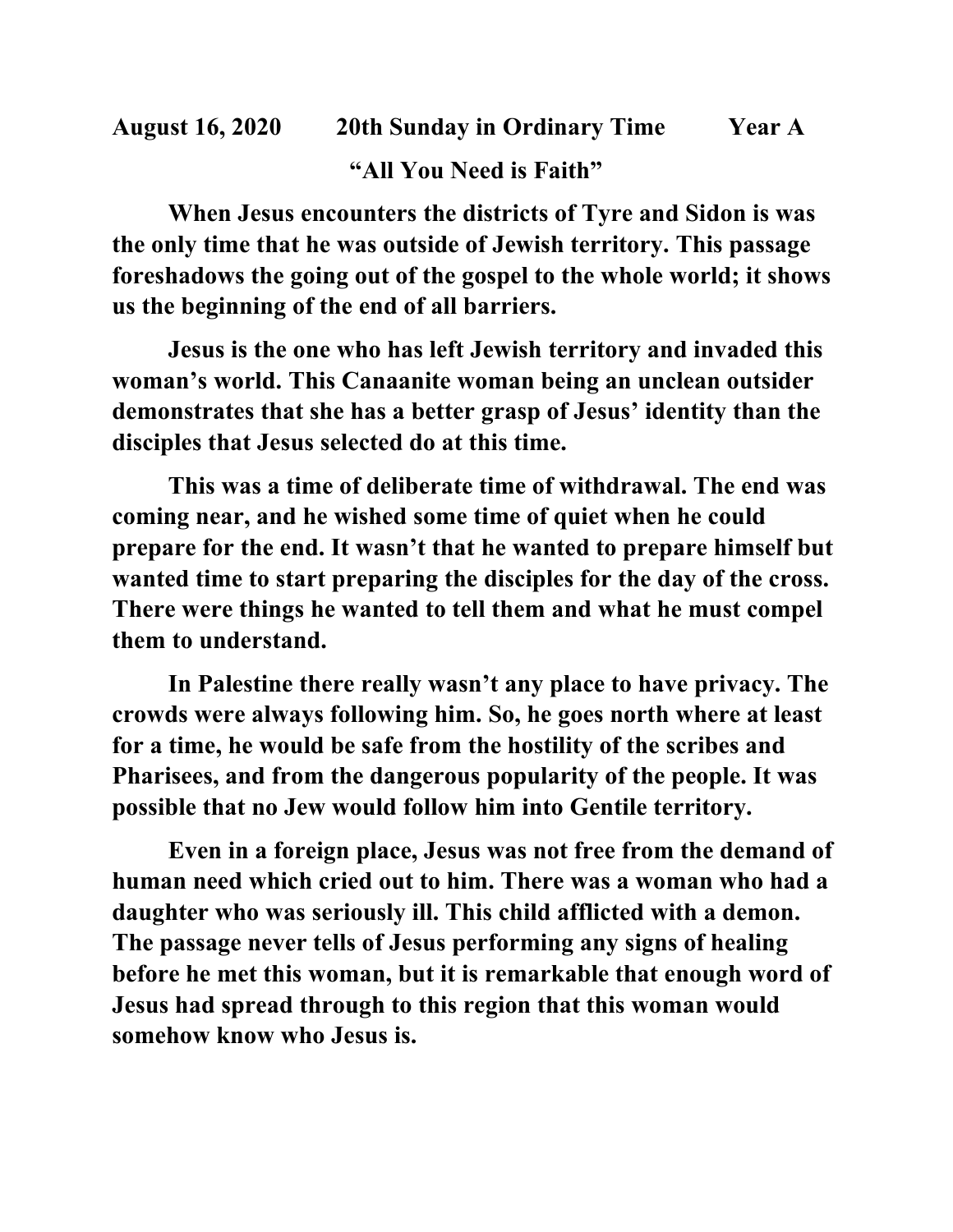**August 16, 2020 20th Sunday in Ordinary Time Year A**

**"All You Need is Faith"**

**When Jesus encounters the districts of Tyre and Sidon is was the only time that he was outside of Jewish territory. This passage foreshadows the going out of the gospel to the whole world; it shows us the beginning of the end of all barriers.**

**Jesus is the one who has left Jewish territory and invaded this woman's world. This Canaanite woman being an unclean outsider demonstrates that she has a better grasp of Jesus' identity than the disciples that Jesus selected do at this time.**

**This was a time of deliberate time of withdrawal. The end was coming near, and he wished some time of quiet when he could prepare for the end. It wasn't that he wanted to prepare himself but wanted time to start preparing the disciples for the day of the cross. There were things he wanted to tell them and what he must compel them to understand.**

**In Palestine there really wasn't any place to have privacy. The crowds were always following him. So, he goes north where at least for a time, he would be safe from the hostility of the scribes and Pharisees, and from the dangerous popularity of the people. It was possible that no Jew would follow him into Gentile territory.**

**Even in a foreign place, Jesus was not free from the demand of human need which cried out to him. There was a woman who had a daughter who was seriously ill. This child afflicted with a demon. The passage never tells of Jesus performing any signs of healing before he met this woman, but it is remarkable that enough word of Jesus had spread through to this region that this woman would somehow know who Jesus is.**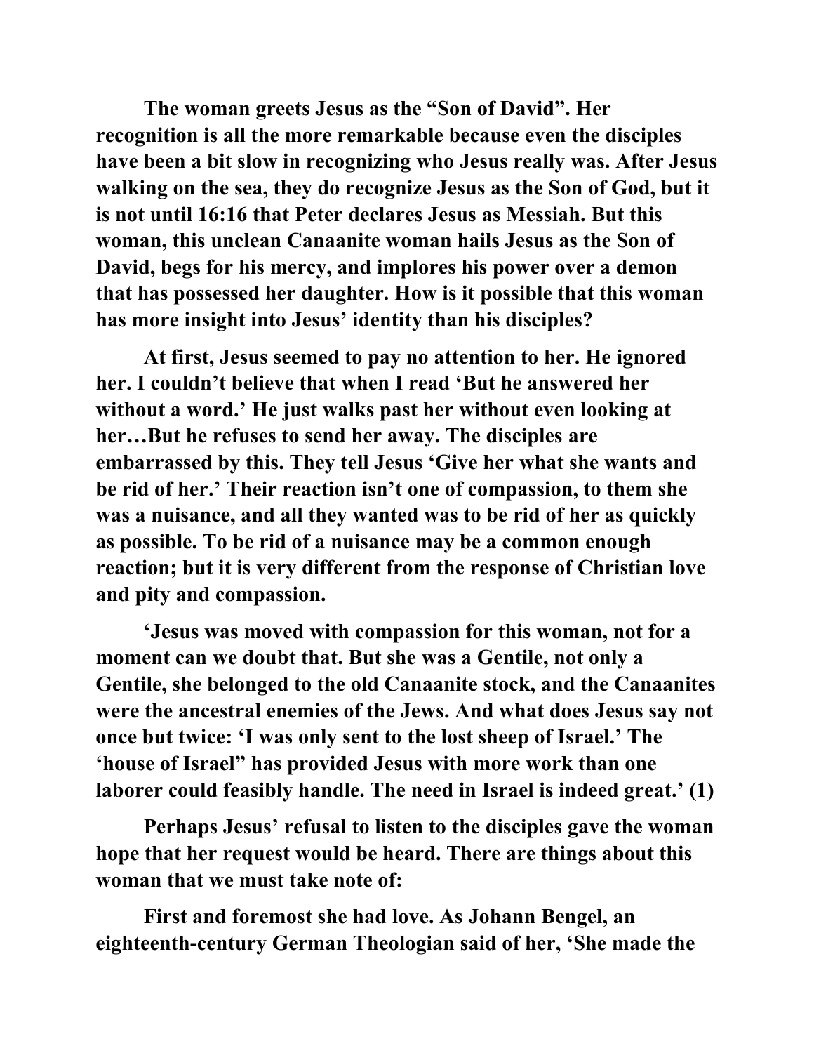The woman greets Jesus as the "Son of David". Her recognition is all the more remarkable because even the disciples have been a bit slow in recognizing who Jesus really was. After Jesus walking on the sea, they do recognize Jesus as the Son of God, but it is not until 16:16 that Peter declares Jesus as Messiah. But this woman, this unclean Canaanite woman hails Jesus as the Son of David, begs for his mercy, and implores his power over a demon that has possessed her daughter. How is it possible that this woman has more insight into Jesus' identity than his disciples?

At first, Jesus seemed to pay no attention to her. He ignored her. I couldn't believe that when I read 'But he answered her without a word.' He just walks past her without even looking at her…But he refuses to send her away. The disciples are embarrassed by this. They tell Jesus 'Give her what she wants and be rid of her.' Their reaction isn't one of compassion, to them she was a nuisance, and all they wanted was to be rid of her as quickly as possible. To be rid of a nuisance may be a common enough reaction; but it is very different from the response of Christian love and pity and compassion.

'Jesus was moved with compassion for this woman, not for a moment can we doubt that. But she was a Gentile, not only a Gentile, she belonged to the old Canaanite stock, and the Canaanites were the ancestral enemies of the Jews. And what does Jesus say not once but twice: 'I was only sent to the lost sheep of Israel.' The 'house of Israel" has provided Jesus with more work than one laborer could feasibly handle. The need in Israel is indeed great.' (1)

Perhaps Jesus' refusal to listen to the disciples gave the woman hope that her request would be heard. There are things about this woman that we must take note of:

First and foremost she had love. As Johann Bengel, an eighteenth-century German Theologian said of her, 'She made the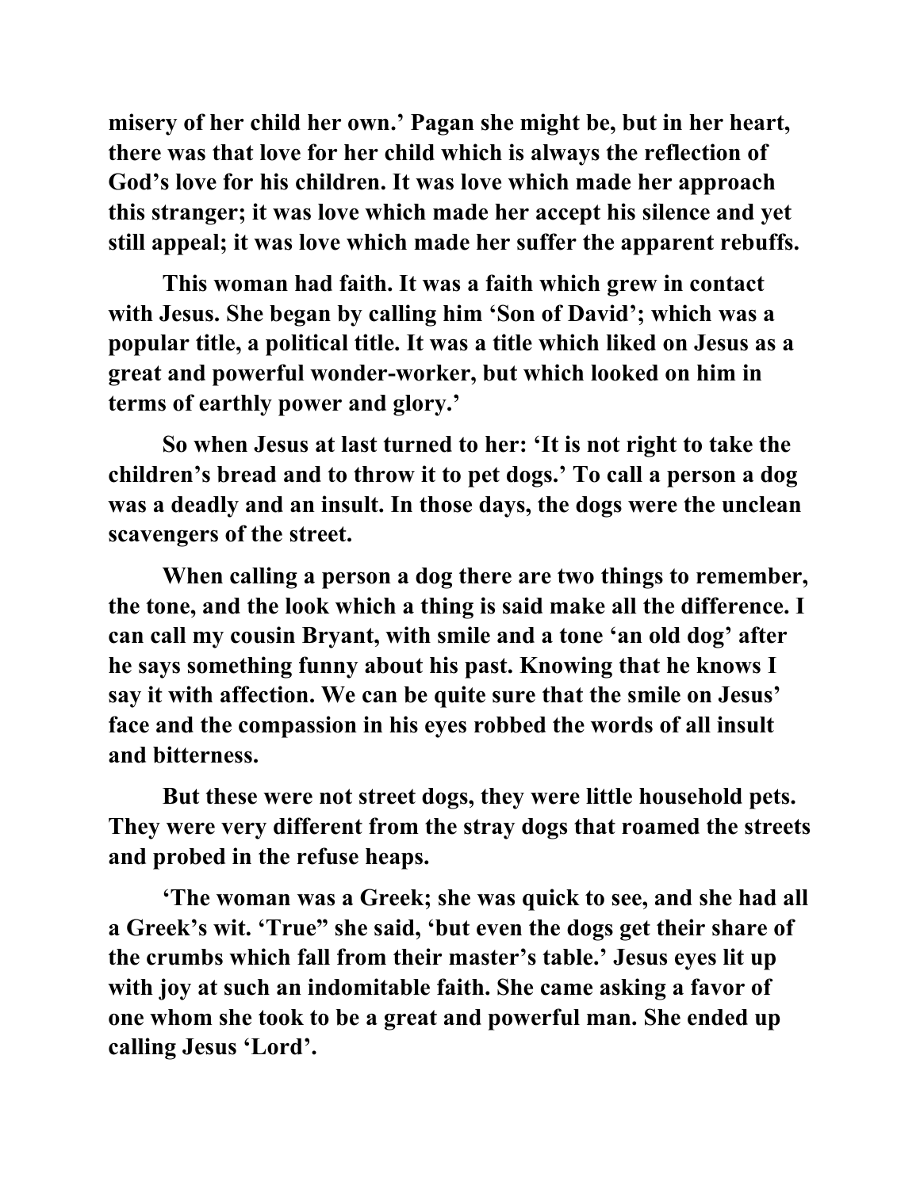**misery of her child her own.' Pagan she might be, but in her heart, there was that love for her child which is always the reflection of God's love for his children. It was love which made her approach this stranger; it was love which made her accept his silence and yet still appeal; it was love which made her suffer the apparent rebuffs.**

**This woman had faith. It was a faith which grew in contact with Jesus. She began by calling him 'Son of David'; which was a popular title, a political title. It was a title which liked on Jesus as a great and powerful wonder-worker, but which looked on him in terms of earthly power and glory.'**

**So when Jesus at last turned to her: 'It is not right to take the children's bread and to throw it to pet dogs.' To call a person a dog was a deadly and an insult. In those days, the dogs were the unclean scavengers of the street.**

**When calling a person a dog there are two things to remember, the tone, and the look which a thing is said make all the difference. I can call my cousin Bryant, with smile and a tone 'an old dog' after he says something funny about his past. Knowing that he knows I say it with affection. We can be quite sure that the smile on Jesus' face and the compassion in his eyes robbed the words of all insult and bitterness.**

**But these were not street dogs, they were little household pets. They were very different from the stray dogs that roamed the streets and probed in the refuse heaps.**

**'The woman was a Greek; she was quick to see, and she had all a Greek's wit. 'True" she said, 'but even the dogs get their share of the crumbs which fall from their master's table.' Jesus eyes lit up with joy at such an indomitable faith. She came asking a favor of one whom she took to be a great and powerful man. She ended up calling Jesus 'Lord'.**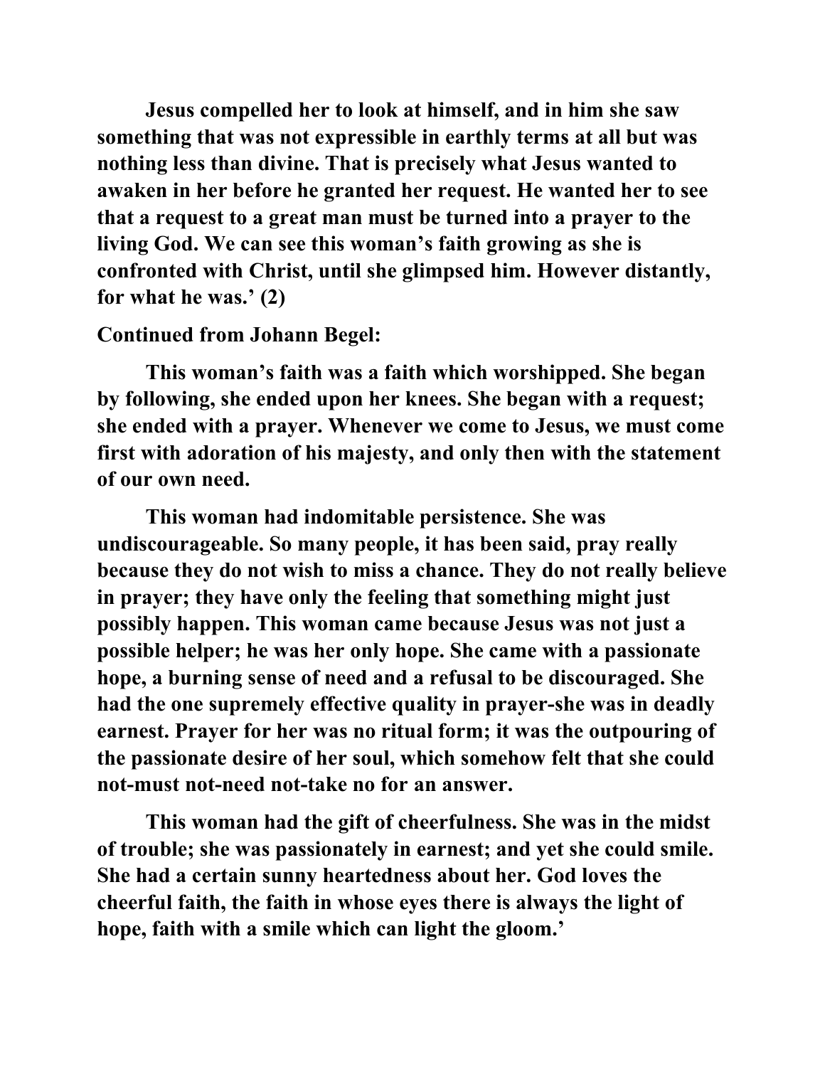**Jesus compelled her to look at himself, and in him she saw something that was not expressible in earthly terms at all but was nothing less than divine. That is precisely what Jesus wanted to awaken in her before he granted her request. He wanted her to see that a request to a great man must be turned into a prayer to the living God. We can see this woman's faith growing as she is confronted with Christ, until she glimpsed him. However distantly, for what he was.' (2)**

**Continued from Johann Begel:**

**This woman's faith was a faith which worshipped. She began by following, she ended upon her knees. She began with a request; she ended with a prayer. Whenever we come to Jesus, we must come first with adoration of his majesty, and only then with the statement of our own need.**

**This woman had indomitable persistence. She was undiscourageable. So many people, it has been said, pray really because they do not wish to miss a chance. They do not really believe in prayer; they have only the feeling that something might just possibly happen. This woman came because Jesus was not just a possible helper; he was her only hope. She came with a passionate hope, a burning sense of need and a refusal to be discouraged. She had the one supremely effective quality in prayer-she was in deadly earnest. Prayer for her was no ritual form; it was the outpouring of the passionate desire of her soul, which somehow felt that she could not-must not-need not-take no for an answer.**

**This woman had the gift of cheerfulness. She was in the midst of trouble; she was passionately in earnest; and yet she could smile. She had a certain sunny heartedness about her. God loves the cheerful faith, the faith in whose eyes there is always the light of hope, faith with a smile which can light the gloom.'**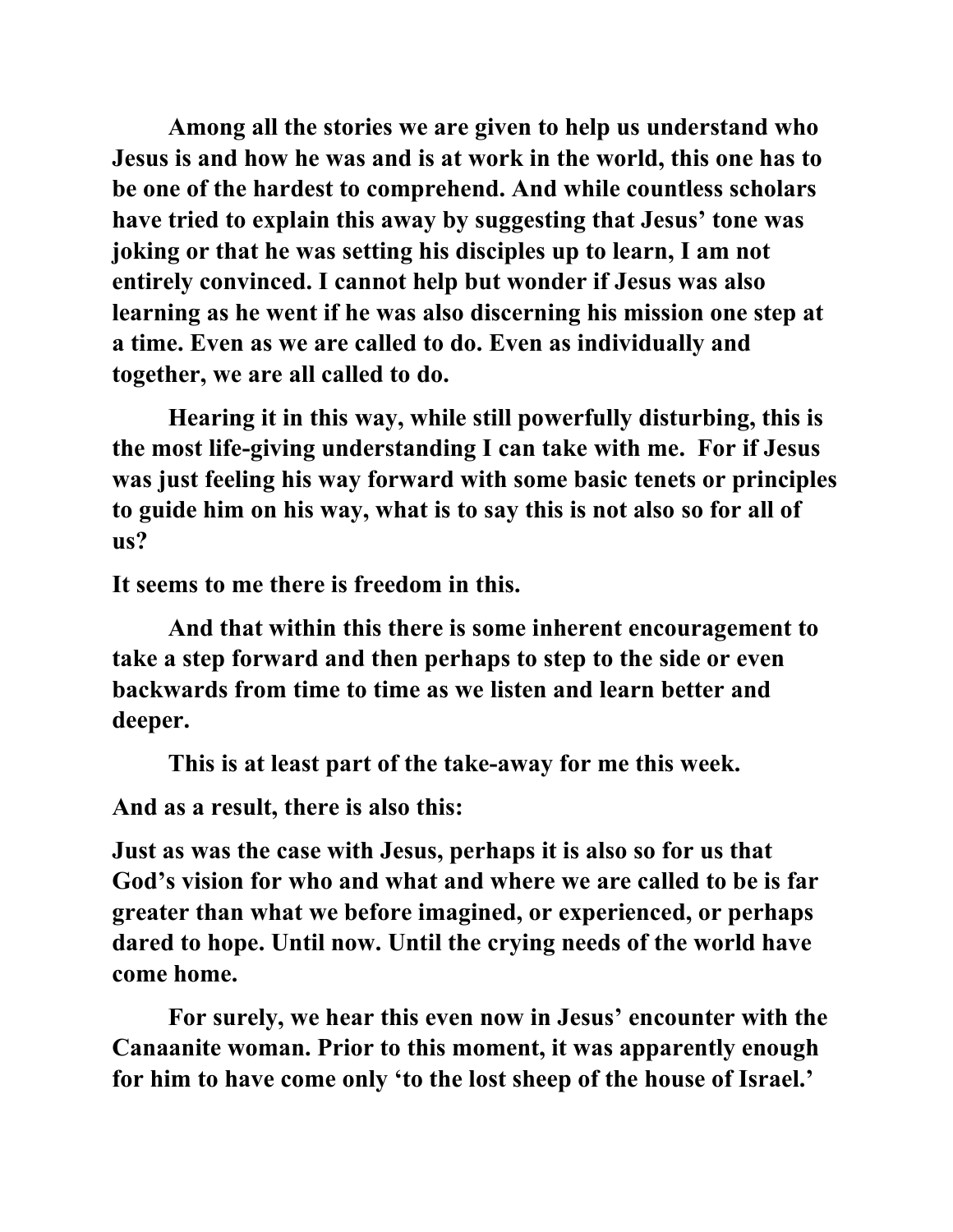**Among all the stories we are given to help us understand who Jesus is and how he was and is at work in the world, this one has to be one of the hardest to comprehend. And while countless scholars have tried to explain this away by suggesting that Jesus' tone was joking or that he was setting his disciples up to learn, I am not entirely convinced. I cannot help but wonder if Jesus was also learning as he went if he was also discerning his mission one step at a time. Even as we are called to do. Even as individually and together, we are all called to do.**

**Hearing it in this way, while still powerfully disturbing, this is the most life-giving understanding I can take with me. For if Jesus was just feeling his way forward with some basic tenets or principles to guide him on his way, what is to say this is not also so for all of us?**

**It seems to me there is freedom in this.**

**And that within this there is some inherent encouragement to take a step forward and then perhaps to step to the side or even backwards from time to time as we listen and learn better and deeper.**

**This is at least part of the take-away for me this week.**

**And as a result, there is also this:**

**Just as was the case with Jesus, perhaps it is also so for us that God's vision for who and what and where we are called to be is far greater than what we before imagined, or experienced, or perhaps dared to hope. Until now. Until the crying needs of the world have come home.**

**For surely, we hear this even now in Jesus' encounter with the Canaanite woman. Prior to this moment, it was apparently enough for him to have come only 'to the lost sheep of the house of Israel.'**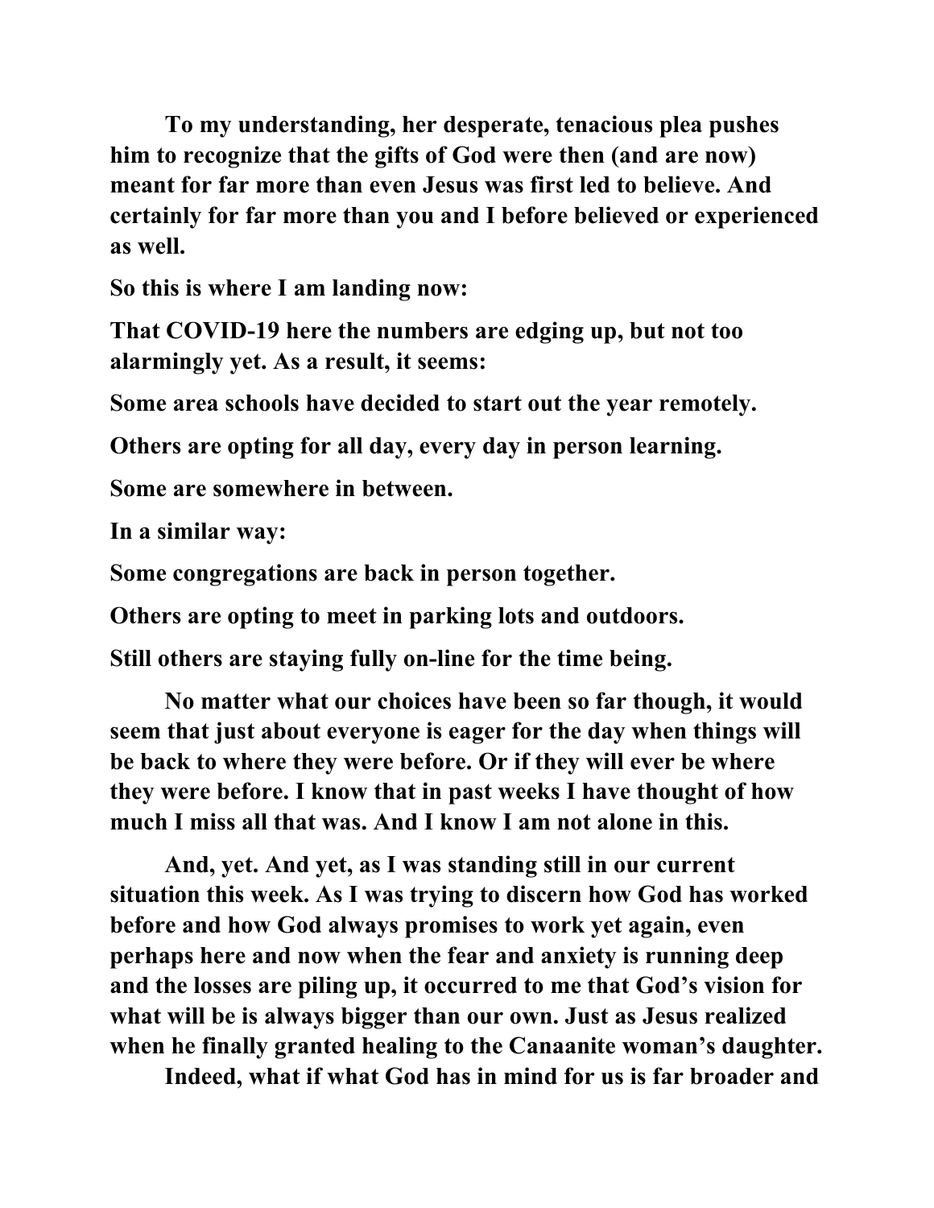To my understanding, her desperate, tenacious plea pushes him to recognize that the gifts of God were then (and are now) meant for far more than even Jesus was first led to believe. And certainly for far more than you and I before believed or experienced as well.

So this is where I am landing now:

That COVID-19 here the numbers are edging up, but not too alarmingly yet. As a result, it seems:

Some area schools have decided to start out the year remotely.

Others are opting for all day, every day in person learning.

Some are somewhere in between.

In a similar way:

Some congregations are back in person together.

Others are opting to meet in parking lots and outdoors.

Still others are staying fully on-line for the time being.

No matter what our choices have been so far though, it would seem that just about everyone is eager for the day when things will be back to where they were before. Or if they will ever be where they were before. I know that in past weeks I have thought of how much I miss all that was. And I know I am not alone in this.

And, yet. And yet, as I was standing still in our current situation this week. As I was trying to discern how God has worked before and how God always promises to work yet again, even perhaps here and now when the fear and anxiety is running deep and the losses are piling up, it occurred to me that God's vision for what will be is always bigger than our own. Just as Jesus realized when he finally granted healing to the Canaanite woman's daughter.

Indeed, what if what God has in mind for us is far broader and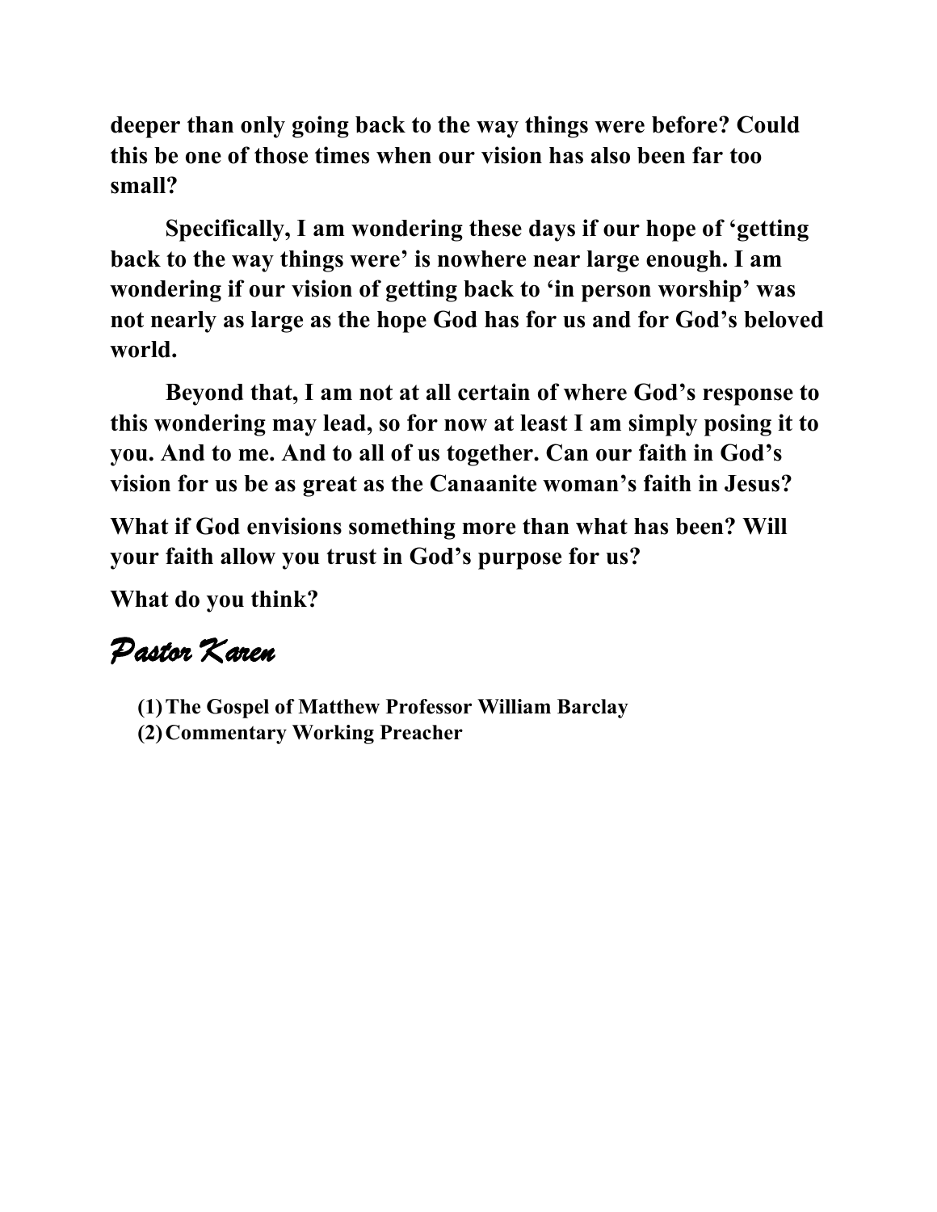**deeper than only going back to the way things were before? Could this be one of those times when our vision has also been far too small?**

**Specifically, I am wondering these days if our hope of 'getting back to the way things were' is nowhere near large enough. I am wondering if our vision of getting back to 'in person worship' was not nearly as large as the hope God has for us and for God's beloved world.**

**Beyond that, I am not at all certain of where God's response to this wondering may lead, so for now at least I am simply posing it to you. And to me. And to all of us together. Can our faith in God's vision for us be as great as the Canaanite woman's faith in Jesus?**

**What if God envisions something more than what has been? Will your faith allow you trust in God's purpose for us?**

**What do you think?**

***Pastor Karen***

**(1) The Gospel of Matthew Professor William Barclay**
**(2) Commentary Working Preacher**